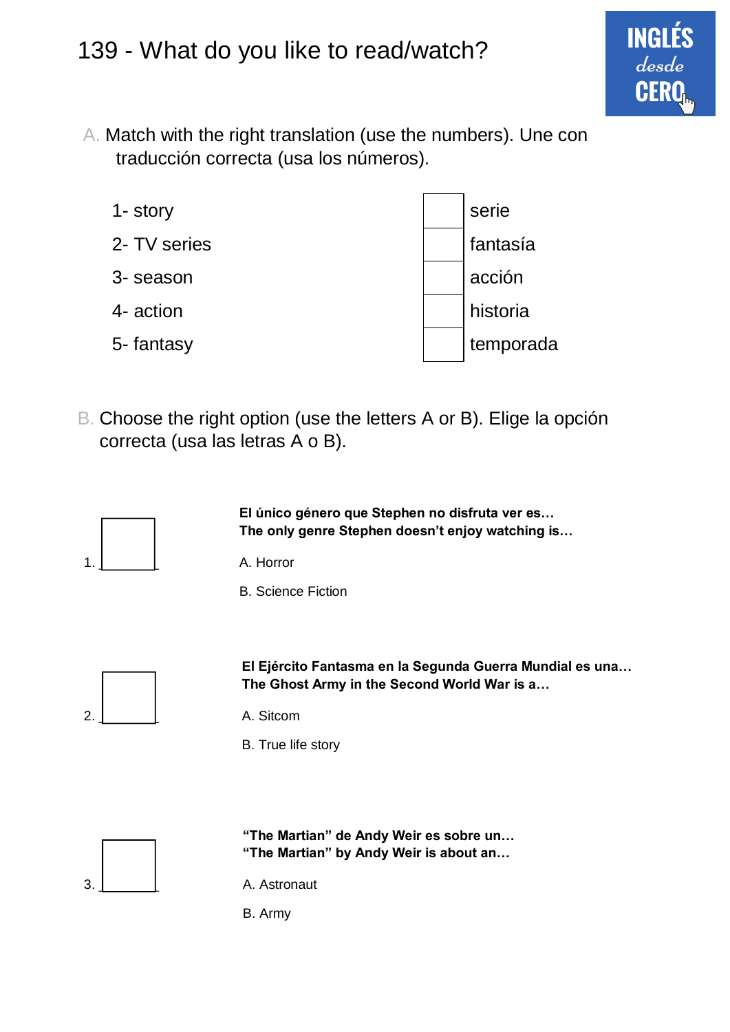# 139 - What do you like to read/watch?

INGLÉS desde CERO

A. Match with the right translation (use the numbers). Une con traducción correcta (usa los números).

| | | |
|---|---|---|
| 1- story | | serie |
| 2- TV series | | fantasía |
| 3- season | | acción |
| 4- action | | historia |
| 5- fantasy | | temporada |

B. Choose the right option (use the letters A or B). Elige la opción correcta (usa las letras A o B).

1. ___

**El único género que Stephen no disfruta ver es…**
**The only genre Stephen doesn't enjoy watching is…**

A. Horror

B. Science Fiction

2. ___

**El Ejército Fantasma en la Segunda Guerra Mundial es una…**
**The Ghost Army in the Second World War is a…**

A. Sitcom

B. True life story

3. ___

**"The Martian" de Andy Weir es sobre un…**
**"The Martian" by Andy Weir is about an…**

A. Astronaut

B. Army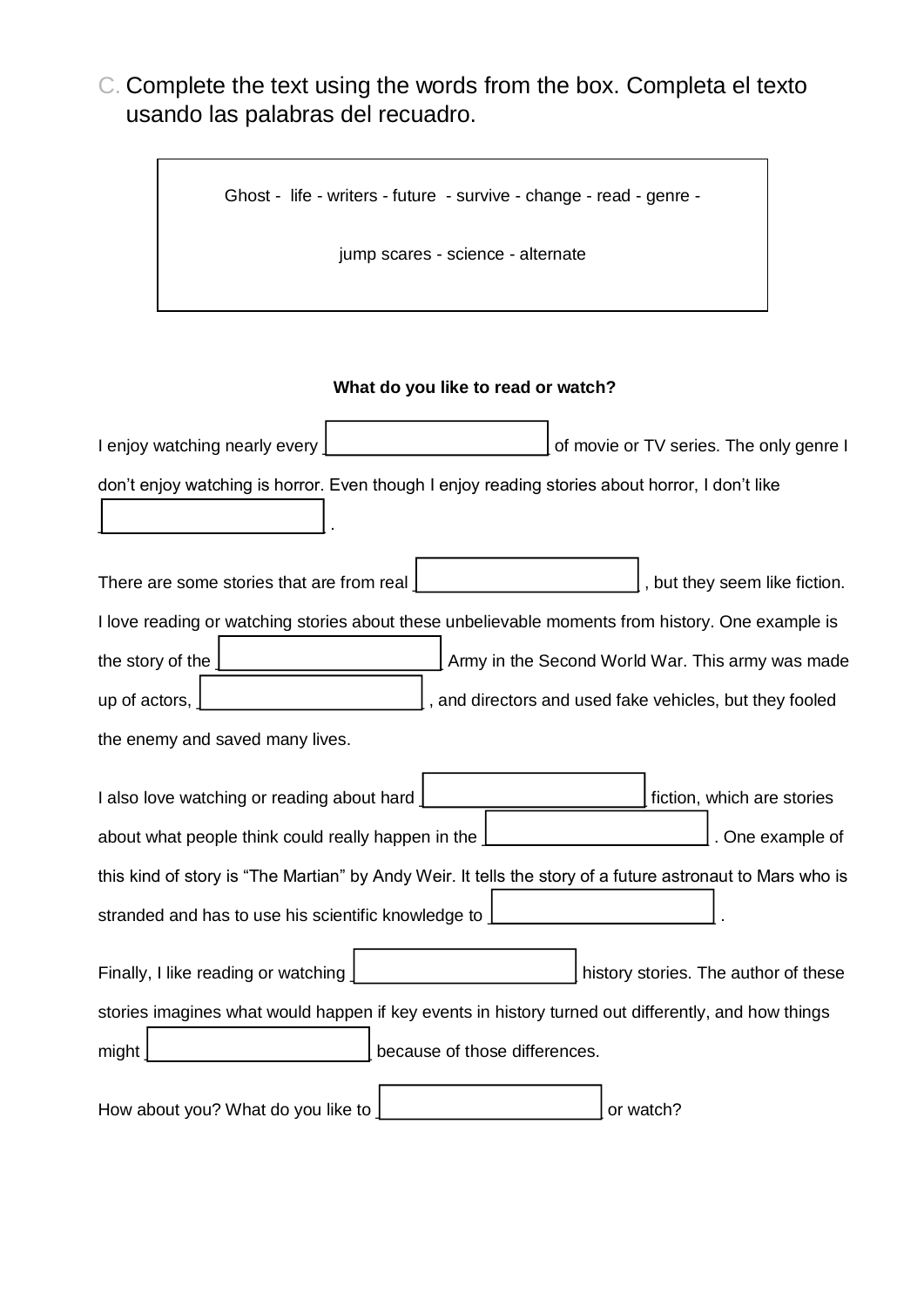C. Complete the text using the words from the box. Completa el texto usando las palabras del recuadro.

| |
|---|
| Ghost - life - writers - future - survive - change - read - genre - jump scares - science - alternate |

**What do you like to read or watch?**

I enjoy watching nearly every ______________________ of movie or TV series. The only genre I don't enjoy watching is horror. Even though I enjoy reading stories about horror, I don't like ______________________ .

There are some stories that are from real ______________________ , but they seem like fiction. I love reading or watching stories about these unbelievable moments from history. One example is the story of the ______________________ Army in the Second World War. This army was made up of actors, ______________________ , and directors and used fake vehicles, but they fooled the enemy and saved many lives.

I also love watching or reading about hard ______________________ fiction, which are stories about what people think could really happen in the ______________________ . One example of this kind of story is "The Martian" by Andy Weir. It tells the story of a future astronaut to Mars who is stranded and has to use his scientific knowledge to ______________________ .

Finally, I like reading or watching ______________________ history stories. The author of these stories imagines what would happen if key events in history turned out differently, and how things might ______________________ because of those differences.

How about you? What do you like to ______________________ or watch?